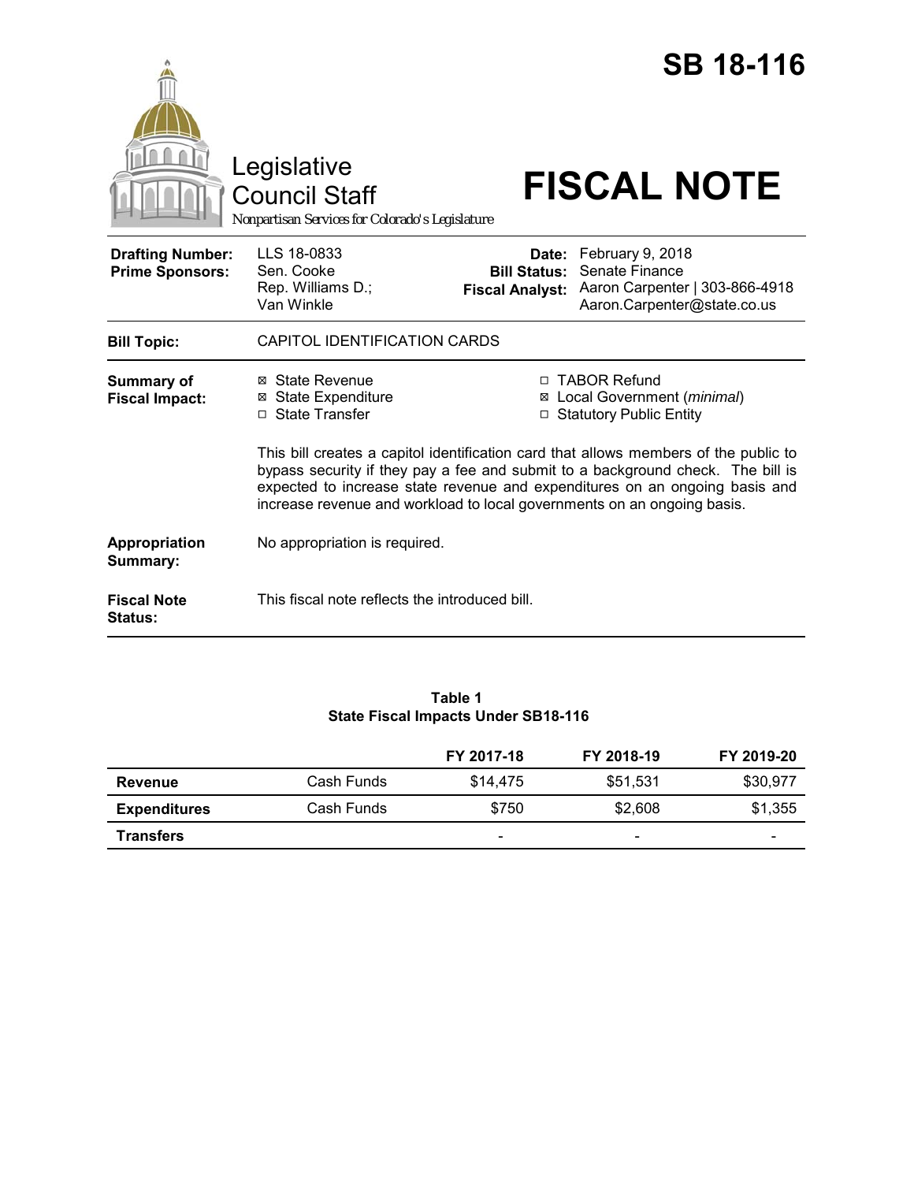# SB 18-116

Legislative Council Staff

*Nonpartisan Services for Colorado's Legislature*

# FISCAL NOTE

| | | | |
|---|---|---|---|
| **Drafting Number:** | LLS 18-0833 | **Date:** | February 9, 2018 |
| **Prime Sponsors:** | Sen. Cooke<br>Rep. Williams D.; Van Winkle | **Bill Status:** | Senate Finance |
| | | **Fiscal Analyst:** | Aaron Carpenter \| 303-866-4918<br>Aaron.Carpenter@state.co.us |

**Bill Topic:** CAPITOL IDENTIFICATION CARDS

**Summary of Fiscal Impact:**

- ☒ State Revenue
- ☒ State Expenditure
- ☐ State Transfer
- ☐ TABOR Refund
- ☒ Local Government (*minimal*)
- ☐ Statutory Public Entity

This bill creates a capitol identification card that allows members of the public to bypass security if they pay a fee and submit to a background check. The bill is expected to increase state revenue and expenditures on an ongoing basis and increase revenue and workload to local governments on an ongoing basis.

**Appropriation Summary:** No appropriation is required.

**Fiscal Note Status:** This fiscal note reflects the introduced bill.

**Table 1**
**State Fiscal Impacts Under SB18-116**

| | | FY 2017-18 | FY 2018-19 | FY 2019-20 |
|---|---|---|---|---|
| **Revenue** | Cash Funds | $14,475 | $51,531 | $30,977 |
| **Expenditures** | Cash Funds | $750 | $2,608 | $1,355 |
| **Transfers** | | - | - | - |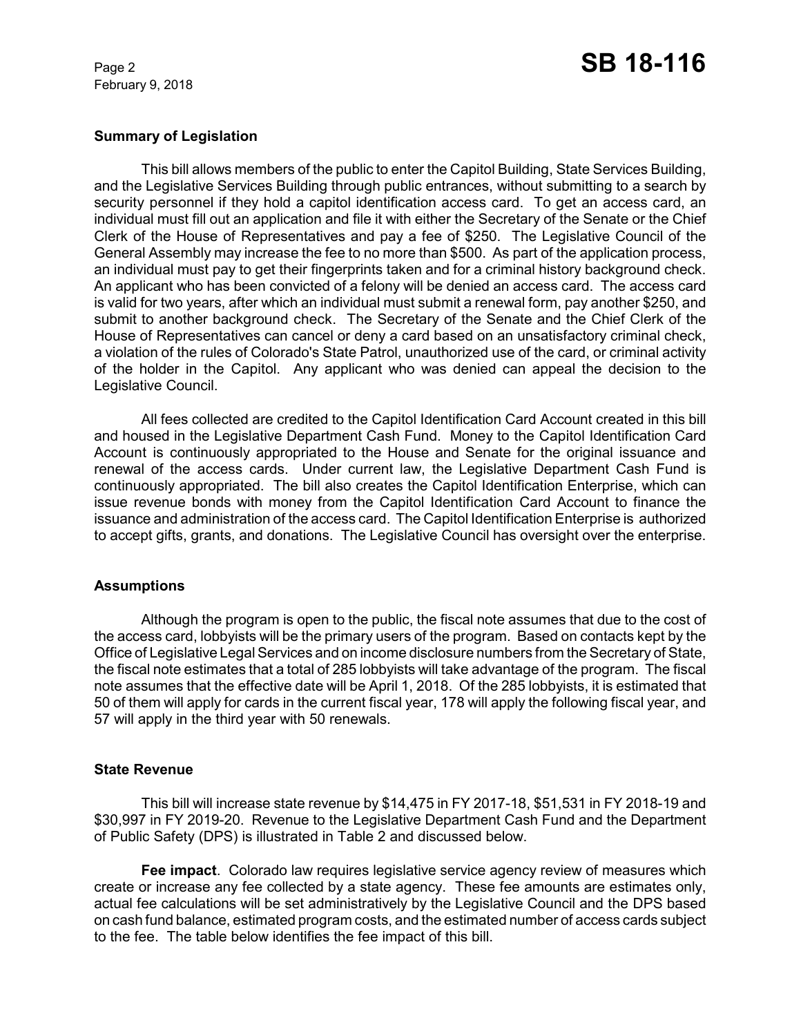### Summary of Legislation

This bill allows members of the public to enter the Capitol Building, State Services Building, and the Legislative Services Building through public entrances, without submitting to a search by security personnel if they hold a capitol identification access card. To get an access card, an individual must fill out an application and file it with either the Secretary of the Senate or the Chief Clerk of the House of Representatives and pay a fee of $250. The Legislative Council of the General Assembly may increase the fee to no more than $500. As part of the application process, an individual must pay to get their fingerprints taken and for a criminal history background check. An applicant who has been convicted of a felony will be denied an access card. The access card is valid for two years, after which an individual must submit a renewal form, pay another $250, and submit to another background check. The Secretary of the Senate and the Chief Clerk of the House of Representatives can cancel or deny a card based on an unsatisfactory criminal check, a violation of the rules of Colorado's State Patrol, unauthorized use of the card, or criminal activity of the holder in the Capitol. Any applicant who was denied can appeal the decision to the Legislative Council.

All fees collected are credited to the Capitol Identification Card Account created in this bill and housed in the Legislative Department Cash Fund. Money to the Capitol Identification Card Account is continuously appropriated to the House and Senate for the original issuance and renewal of the access cards. Under current law, the Legislative Department Cash Fund is continuously appropriated. The bill also creates the Capitol Identification Enterprise, which can issue revenue bonds with money from the Capitol Identification Card Account to finance the issuance and administration of the access card. The Capitol Identification Enterprise is authorized to accept gifts, grants, and donations. The Legislative Council has oversight over the enterprise.

### Assumptions

Although the program is open to the public, the fiscal note assumes that due to the cost of the access card, lobbyists will be the primary users of the program. Based on contacts kept by the Office of Legislative Legal Services and on income disclosure numbers from the Secretary of State, the fiscal note estimates that a total of 285 lobbyists will take advantage of the program. The fiscal note assumes that the effective date will be April 1, 2018. Of the 285 lobbyists, it is estimated that 50 of them will apply for cards in the current fiscal year, 178 will apply the following fiscal year, and 57 will apply in the third year with 50 renewals.

### State Revenue

This bill will increase state revenue by $14,475 in FY 2017-18, $51,531 in FY 2018-19 and $30,997 in FY 2019-20. Revenue to the Legislative Department Cash Fund and the Department of Public Safety (DPS) is illustrated in Table 2 and discussed below.

**Fee impact**. Colorado law requires legislative service agency review of measures which create or increase any fee collected by a state agency. These fee amounts are estimates only, actual fee calculations will be set administratively by the Legislative Council and the DPS based on cash fund balance, estimated program costs, and the estimated number of access cards subject to the fee. The table below identifies the fee impact of this bill.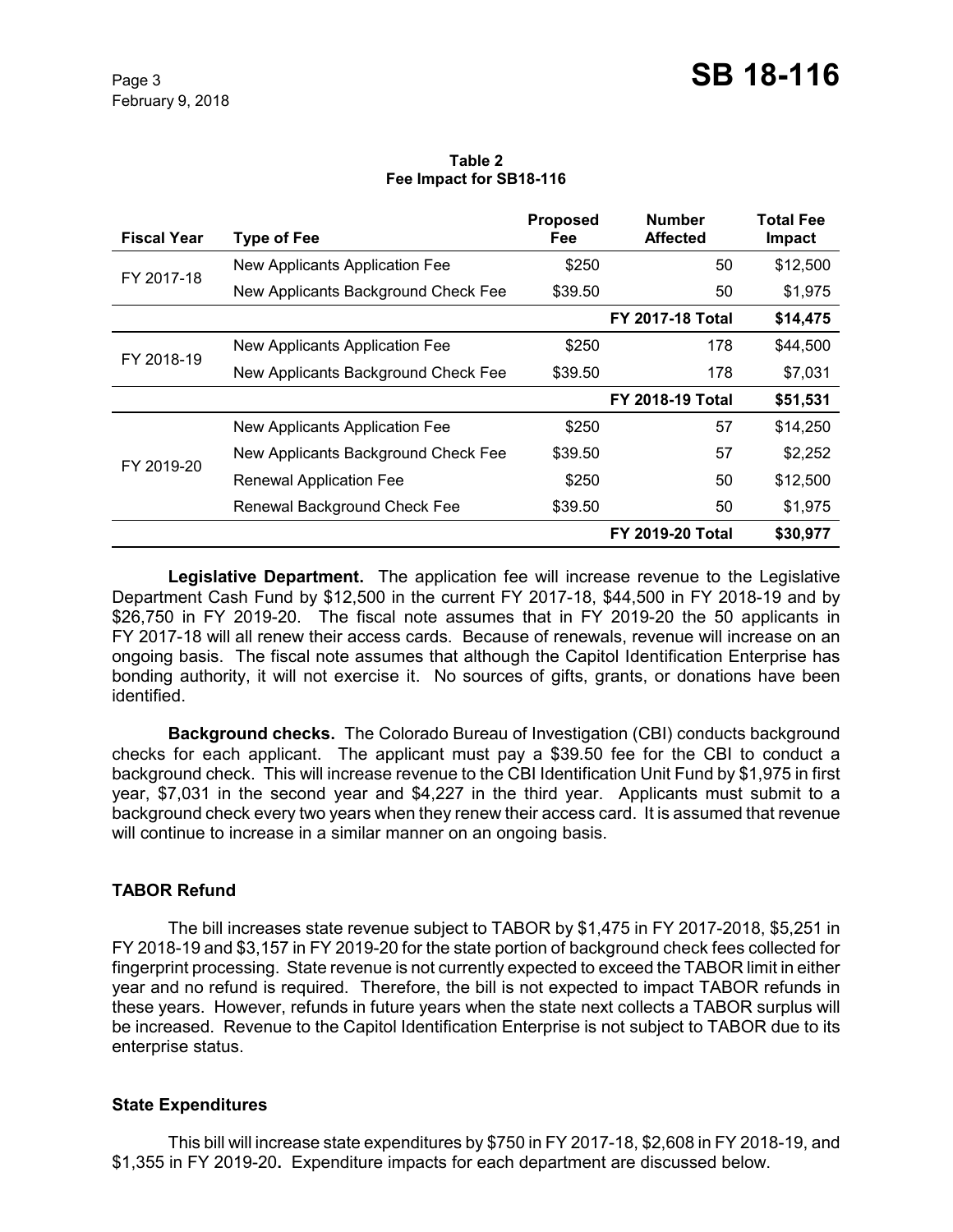**Table 2**
**Fee Impact for SB18-116**

| Fiscal Year | Type of Fee | Proposed Fee | Number Affected | Total Fee Impact |
|---|---|---|---|---|
| FY 2017-18 | New Applicants Application Fee | $250 | 50 | $12,500 |
| | New Applicants Background Check Fee | $39.50 | 50 | $1,975 |
| | | | **FY 2017-18 Total** | **$14,475** |
| FY 2018-19 | New Applicants Application Fee | $250 | 178 | $44,500 |
| | New Applicants Background Check Fee | $39.50 | 178 | $7,031 |
| | | | **FY 2018-19 Total** | **$51,531** |
| FY 2019-20 | New Applicants Application Fee | $250 | 57 | $14,250 |
| | New Applicants Background Check Fee | $39.50 | 57 | $2,252 |
| | Renewal Application Fee | $250 | 50 | $12,500 |
| | Renewal Background Check Fee | $39.50 | 50 | $1,975 |
| | | | **FY 2019-20 Total** | **$30,977** |

**Legislative Department.** The application fee will increase revenue to the Legislative Department Cash Fund by $12,500 in the current FY 2017-18, $44,500 in FY 2018-19 and by $26,750 in FY 2019-20. The fiscal note assumes that in FY 2019-20 the 50 applicants in FY 2017-18 will all renew their access cards. Because of renewals, revenue will increase on an ongoing basis. The fiscal note assumes that although the Capitol Identification Enterprise has bonding authority, it will not exercise it. No sources of gifts, grants, or donations have been identified.

**Background checks.** The Colorado Bureau of Investigation (CBI) conducts background checks for each applicant. The applicant must pay a $39.50 fee for the CBI to conduct a background check. This will increase revenue to the CBI Identification Unit Fund by $1,975 in first year, $7,031 in the second year and $4,227 in the third year. Applicants must submit to a background check every two years when they renew their access card. It is assumed that revenue will continue to increase in a similar manner on an ongoing basis.

## TABOR Refund

The bill increases state revenue subject to TABOR by $1,475 in FY 2017-2018, $5,251 in FY 2018-19 and $3,157 in FY 2019-20 for the state portion of background check fees collected for fingerprint processing. State revenue is not currently expected to exceed the TABOR limit in either year and no refund is required. Therefore, the bill is not expected to impact TABOR refunds in these years. However, refunds in future years when the state next collects a TABOR surplus will be increased. Revenue to the Capitol Identification Enterprise is not subject to TABOR due to its enterprise status.

## State Expenditures

This bill will increase state expenditures by $750 in FY 2017-18, $2,608 in FY 2018-19, and $1,355 in FY 2019-20**.** Expenditure impacts for each department are discussed below.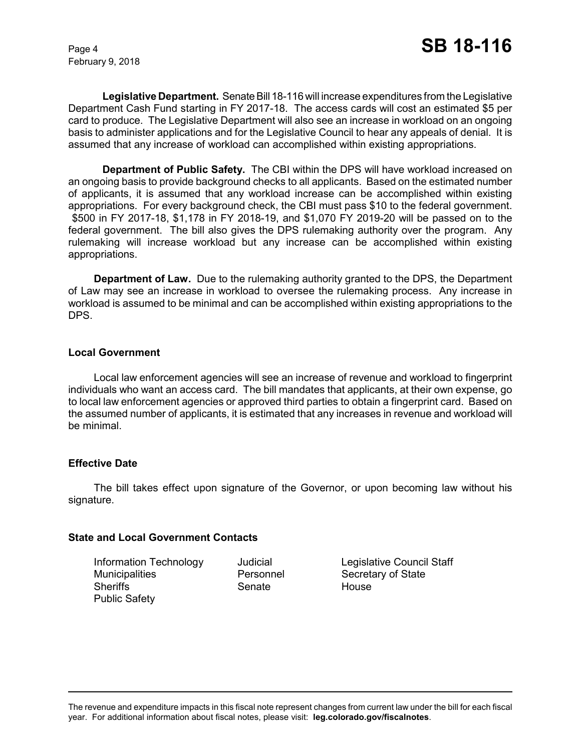**Legislative Department.** Senate Bill 18-116 will increase expenditures from the Legislative Department Cash Fund starting in FY 2017-18. The access cards will cost an estimated $5 per card to produce. The Legislative Department will also see an increase in workload on an ongoing basis to administer applications and for the Legislative Council to hear any appeals of denial. It is assumed that any increase of workload can accomplished within existing appropriations.

**Department of Public Safety.** The CBI within the DPS will have workload increased on an ongoing basis to provide background checks to all applicants. Based on the estimated number of applicants, it is assumed that any workload increase can be accomplished within existing appropriations. For every background check, the CBI must pass $10 to the federal government. $500 in FY 2017-18, $1,178 in FY 2018-19, and $1,070 FY 2019-20 will be passed on to the federal government. The bill also gives the DPS rulemaking authority over the program. Any rulemaking will increase workload but any increase can be accomplished within existing appropriations.

**Department of Law.** Due to the rulemaking authority granted to the DPS, the Department of Law may see an increase in workload to oversee the rulemaking process. Any increase in workload is assumed to be minimal and can be accomplished within existing appropriations to the DPS.

## Local Government

Local law enforcement agencies will see an increase of revenue and workload to fingerprint individuals who want an access card. The bill mandates that applicants, at their own expense, go to local law enforcement agencies or approved third parties to obtain a fingerprint card. Based on the assumed number of applicants, it is estimated that any increases in revenue and workload will be minimal.

## Effective Date

The bill takes effect upon signature of the Governor, or upon becoming law without his signature.

## State and Local Government Contacts

| | | |
|---|---|---|
| Information Technology | Judicial | Legislative Council Staff |
| Municipalities | Personnel | Secretary of State |
| Sheriffs | Senate | House |
| Public Safety | | |

The revenue and expenditure impacts in this fiscal note represent changes from current law under the bill for each fiscal year. For additional information about fiscal notes, please visit: **leg.colorado.gov/fiscalnotes**.